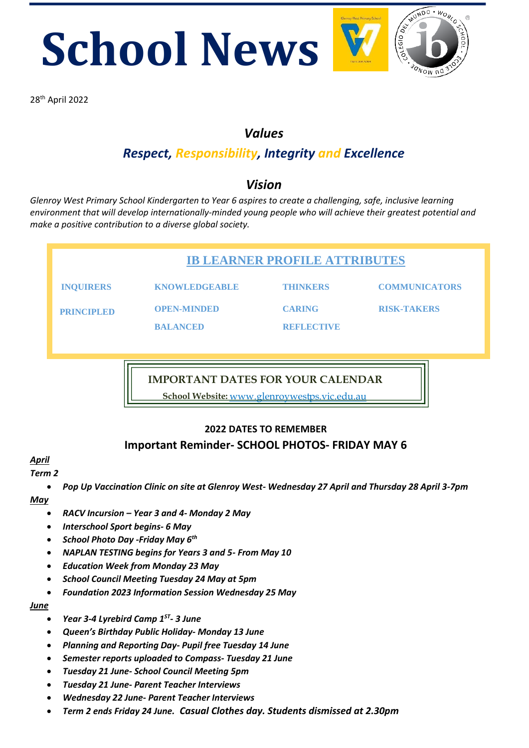# School News

28th April 2022

## *Values*

### ***Respect, Responsibility, Integrity and Excellence***

## *Vision*

*Glenroy West Primary School Kindergarten to Year 6 aspires to create a challenging, safe, inclusive learning environment that will develop internationally-minded young people who will achieve their greatest potential and make a positive contribution to a diverse global society.*

**IB LEARNER PROFILE ATTRIBUTES**

| | | | |
|---|---|---|---|
| INQUIRERS | KNOWLEDGEABLE | THINKERS | COMMUNICATORS |
| PRINCIPLED | OPEN-MINDED | CARING | RISK-TAKERS |
| | BALANCED | REFLECTIVE | |

**IMPORTANT DATES FOR YOUR CALENDAR**

**School Website:** www.glenroywestps.vic.edu.au

**2022 DATES TO REMEMBER**

**Important Reminder- SCHOOL PHOTOS- FRIDAY MAY 6**

***April***

***Term 2***

- ***Pop Up Vaccination Clinic on site at Glenroy West- Wednesday 27 April and Thursday 28 April 3-7pm***

***May***

- ***RACV Incursion – Year 3 and 4- Monday 2 May***
- ***Interschool Sport begins- 6 May***
- ***School Photo Day -Friday May 6th***
- ***NAPLAN TESTING begins for Years 3 and 5- From May 10***
- ***Education Week from Monday 23 May***
- ***School Council Meeting Tuesday 24 May at 5pm***
- ***Foundation 2023 Information Session Wednesday 25 May***

***June***

- ***Year 3-4 Lyrebird Camp 1ST- 3 June***
- ***Queen's Birthday Public Holiday- Monday 13 June***
- ***Planning and Reporting Day- Pupil free Tuesday 14 June***
- ***Semester reports uploaded to Compass- Tuesday 21 June***
- ***Tuesday 21 June- School Council Meeting 5pm***
- ***Tuesday 21 June- Parent Teacher Interviews***
- ***Wednesday 22 June- Parent Teacher Interviews***
- ***Term 2 ends Friday 24 June. Casual Clothes day. Students dismissed at 2.30pm***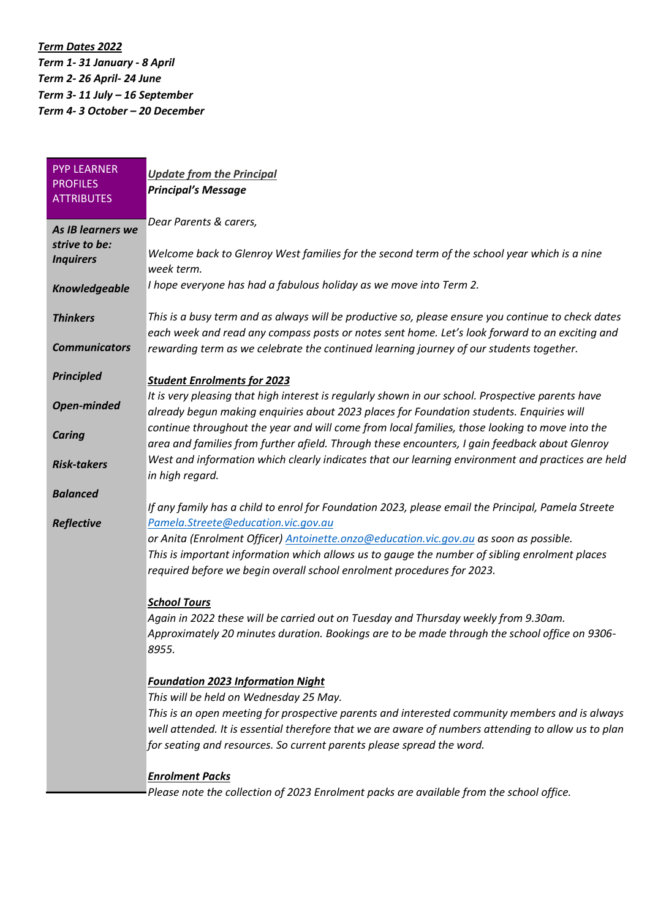***Term Dates 2022***

***Term 1- 31 January - 8 April***
***Term 2- 26 April- 24 June***
***Term 3- 11 July – 16 September***
***Term 4- 3 October – 20 December***

PYP LEARNER PROFILES ATTRIBUTES

***As IB learners we strive to be:***

- ***Inquirers***
- ***Knowledgeable***
- ***Thinkers***
- ***Communicators***
- ***Principled***
- ***Open-minded***
- ***Caring***
- ***Risk-takers***
- ***Balanced***
- ***Reflective***

***Update from the Principal***

***Principal's Message***

*Dear Parents & carers,*

*Welcome back to Glenroy West families for the second term of the school year which is a nine week term.*
*I hope everyone has had a fabulous holiday as we move into Term 2.*

*This is a busy term and as always will be productive so, please ensure you continue to check dates each week and read any compass posts or notes sent home. Let's look forward to an exciting and rewarding term as we celebrate the continued learning journey of our students together.*

***Student Enrolments for 2023***

*It is very pleasing that high interest is regularly shown in our school. Prospective parents have already begun making enquiries about 2023 places for Foundation students. Enquiries will continue throughout the year and will come from local families, those looking to move into the area and families from further afield. Through these encounters, I gain feedback about Glenroy West and information which clearly indicates that our learning environment and practices are held in high regard.*

*If any family has a child to enrol for Foundation 2023, please email the Principal, Pamela Streete Pamela.Streete@education.vic.gov.au*
*or Anita (Enrolment Officer) Antoinette.onzo@education.vic.gov.au as soon as possible.*
*This is important information which allows us to gauge the number of sibling enrolment places required before we begin overall school enrolment procedures for 2023.*

***School Tours***

*Again in 2022 these will be carried out on Tuesday and Thursday weekly from 9.30am. Approximately 20 minutes duration. Bookings are to be made through the school office on 9306-8955.*

***Foundation 2023 Information Night***

*This will be held on Wednesday 25 May.*
*This is an open meeting for prospective parents and interested community members and is always well attended. It is essential therefore that we are aware of numbers attending to allow us to plan for seating and resources. So current parents please spread the word.*

***Enrolment Packs***

*Please note the collection of 2023 Enrolment packs are available from the school office.*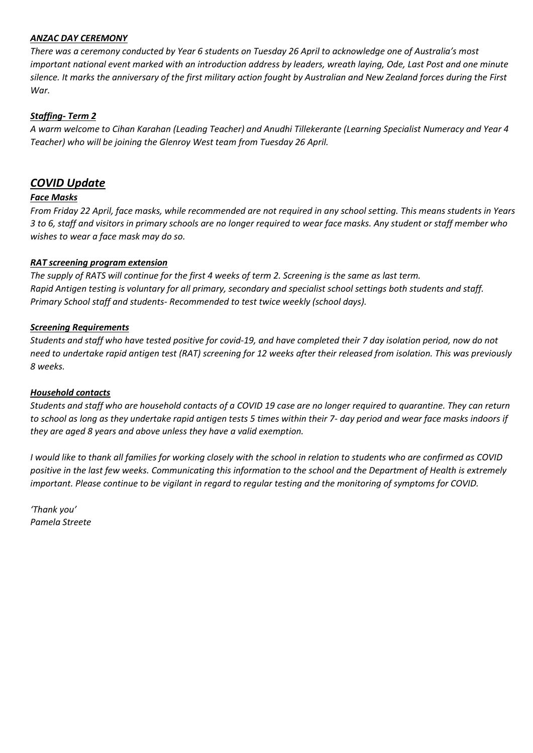***ANZAC DAY CEREMONY***

*There was a ceremony conducted by Year 6 students on Tuesday 26 April to acknowledge one of Australia's most important national event marked with an introduction address by leaders, wreath laying, Ode, Last Post and one minute silence. It marks the anniversary of the first military action fought by Australian and New Zealand forces during the First War.*

***Staffing- Term 2***

*A warm welcome to Cihan Karahan (Leading Teacher) and Anudhi Tillekerante (Learning Specialist Numeracy and Year 4 Teacher) who will be joining the Glenroy West team from Tuesday 26 April.*

## ***COVID Update***

***Face Masks***

*From Friday 22 April, face masks, while recommended are not required in any school setting. This means students in Years 3 to 6, staff and visitors in primary schools are no longer required to wear face masks. Any student or staff member who wishes to wear a face mask may do so.*

***RAT screening program extension***

*The supply of RATS will continue for the first 4 weeks of term 2. Screening is the same as last term.*
*Rapid Antigen testing is voluntary for all primary, secondary and specialist school settings both students and staff.*
*Primary School staff and students- Recommended to test twice weekly (school days).*

***Screening Requirements***

*Students and staff who have tested positive for covid-19, and have completed their 7 day isolation period, now do not need to undertake rapid antigen test (RAT) screening for 12 weeks after their released from isolation. This was previously 8 weeks.*

***Household contacts***

*Students and staff who are household contacts of a COVID 19 case are no longer required to quarantine. They can return to school as long as they undertake rapid antigen tests 5 times within their 7- day period and wear face masks indoors if they are aged 8 years and above unless they have a valid exemption.*

*I would like to thank all families for working closely with the school in relation to students who are confirmed as COVID positive in the last few weeks. Communicating this information to the school and the Department of Health is extremely important. Please continue to be vigilant in regard to regular testing and the monitoring of symptoms for COVID.*

*'Thank you'*
*Pamela Streete*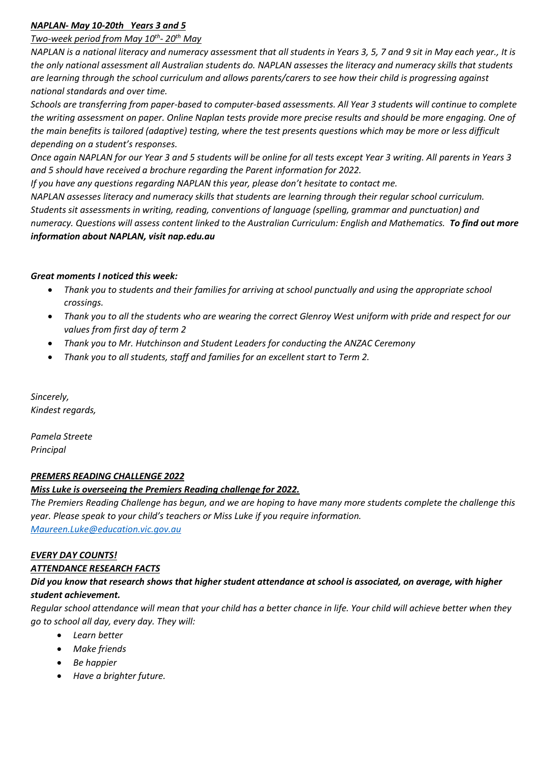***NAPLAN- May 10-20th Years 3 and 5***

*Two-week period from May 10th- 20th May*

*NAPLAN is a national literacy and numeracy assessment that all students in Years 3, 5, 7 and 9 sit in May each year., It is the only national assessment all Australian students do. NAPLAN assesses the literacy and numeracy skills that students are learning through the school curriculum and allows parents/carers to see how their child is progressing against national standards and over time.*

*Schools are transferring from paper-based to computer-based assessments. All Year 3 students will continue to complete the writing assessment on paper. Online Naplan tests provide more precise results and should be more engaging. One of the main benefits is tailored (adaptive) testing, where the test presents questions which may be more or less difficult depending on a student's responses.*

*Once again NAPLAN for our Year 3 and 5 students will be online for all tests except Year 3 writing. All parents in Years 3 and 5 should have received a brochure regarding the Parent information for 2022.*

*If you have any questions regarding NAPLAN this year, please don't hesitate to contact me.*

*NAPLAN assesses literacy and numeracy skills that students are learning through their regular school curriculum. Students sit assessments in writing, reading, conventions of language (spelling, grammar and punctuation) and numeracy. Questions will assess content linked to the Australian Curriculum: English and Mathematics.* ***To find out more information about NAPLAN, visit nap.edu.au***

***Great moments I noticed this week:***

- *Thank you to students and their families for arriving at school punctually and using the appropriate school crossings.*
- *Thank you to all the students who are wearing the correct Glenroy West uniform with pride and respect for our values from first day of term 2*
- *Thank you to Mr. Hutchinson and Student Leaders for conducting the ANZAC Ceremony*
- *Thank you to all students, staff and families for an excellent start to Term 2.*

*Sincerely,*
*Kindest regards,*

*Pamela Streete*
*Principal*

***PREMERS READING CHALLENGE 2022***

***Miss Luke is overseeing the Premiers Reading challenge for 2022.***

*The Premiers Reading Challenge has begun, and we are hoping to have many more students complete the challenge this year. Please speak to your child's teachers or Miss Luke if you require information.*
*Maureen.Luke@education.vic.gov.au*

***EVERY DAY COUNTS!***

***ATTENDANCE RESEARCH FACTS***

***Did you know that research shows that higher student attendance at school is associated, on average, with higher student achievement.***

*Regular school attendance will mean that your child has a better chance in life. Your child will achieve better when they go to school all day, every day. They will:*

- *Learn better*
- *Make friends*
- *Be happier*
- *Have a brighter future.*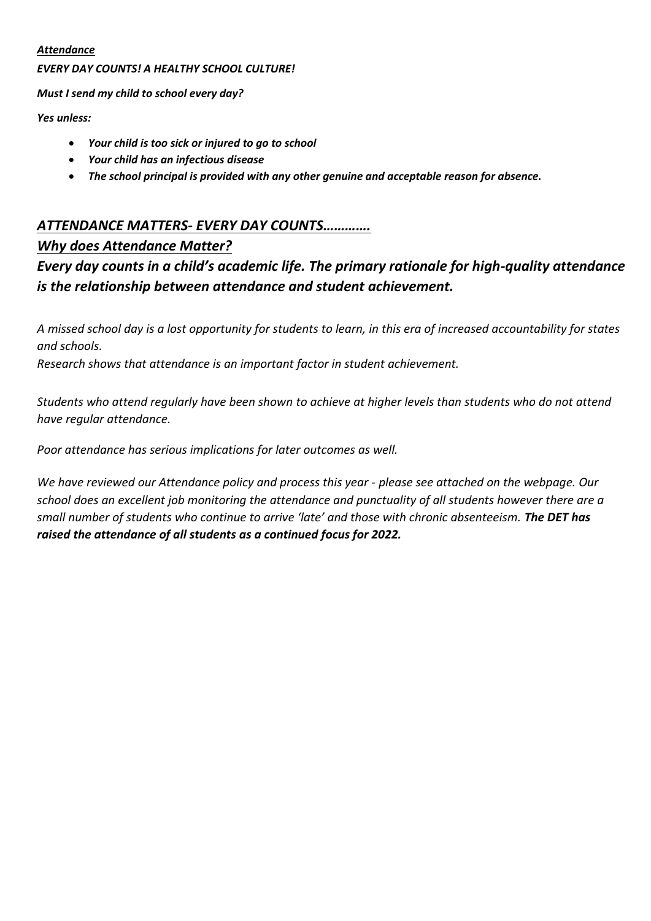***<u>Attendance</u>***

***EVERY DAY COUNTS! A HEALTHY SCHOOL CULTURE!***

***Must I send my child to school every day?***

***Yes unless:***

- ***Your child is too sick or injured to go to school***
- ***Your child has an infectious disease***
- ***The school principal is provided with any other genuine and acceptable reason for absence.***

## ***<u>ATTENDANCE MATTERS- EVERY DAY COUNTS…………</u>***

## ***<u>Why does Attendance Matter?</u>***

## ***Every day counts in a child's academic life. The primary rationale for high-quality attendance is the relationship between attendance and student achievement.***

*A missed school day is a lost opportunity for students to learn, in this era of increased accountability for states and schools.*
*Research shows that attendance is an important factor in student achievement.*

*Students who attend regularly have been shown to achieve at higher levels than students who do not attend have regular attendance.*

*Poor attendance has serious implications for later outcomes as well.*

*We have reviewed our Attendance policy and process this year - please see attached on the webpage. Our school does an excellent job monitoring the attendance and punctuality of all students however there are a small number of students who continue to arrive 'late' and those with chronic absenteeism.* ***The DET has raised the attendance of all students as a continued focus for 2022.***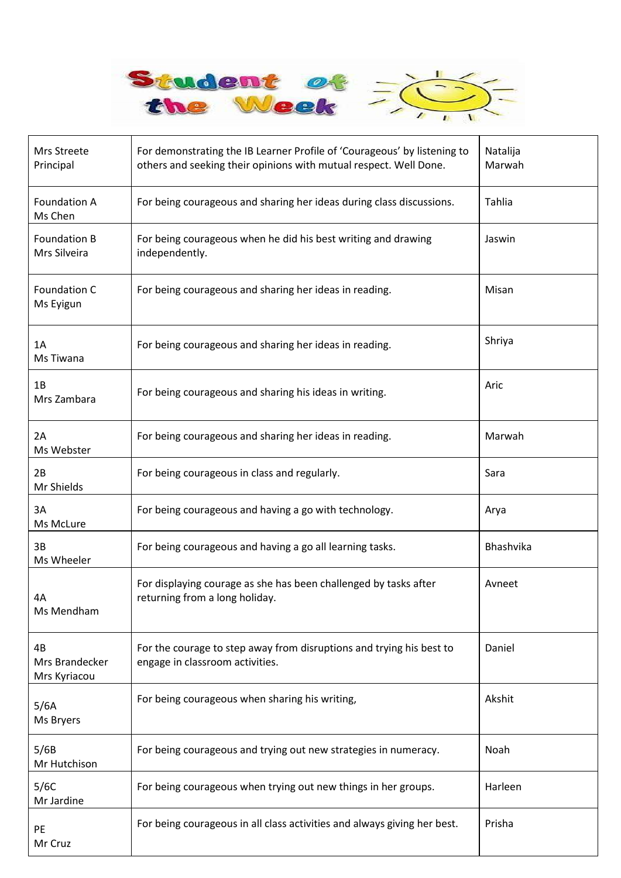# Student of the Week

| | | |
|---|---|---|
| Mrs Streete<br>Principal | For demonstrating the IB Learner Profile of 'Courageous' by listening to others and seeking their opinions with mutual respect. Well Done. | Natalija<br>Marwah |
| Foundation A<br>Ms Chen | For being courageous and sharing her ideas during class discussions. | Tahlia |
| Foundation B<br>Mrs Silveira | For being courageous when he did his best writing and drawing independently. | Jaswin |
| Foundation C<br>Ms Eyigun | For being courageous and sharing her ideas in reading. | Misan |
| 1A<br>Ms Tiwana | For being courageous and sharing her ideas in reading. | Shriya |
| 1B<br>Mrs Zambara | For being courageous and sharing his ideas in writing. | Aric |
| 2A<br>Ms Webster | For being courageous and sharing her ideas in reading. | Marwah |
| 2B<br>Mr Shields | For being courageous in class and regularly. | Sara |
| 3A<br>Ms McLure | For being courageous and having a go with technology. | Arya |
| 3B<br>Ms Wheeler | For being courageous and having a go all learning tasks. | Bhashvika |
| 4A<br>Ms Mendham | For displaying courage as she has been challenged by tasks after returning from a long holiday. | Avneet |
| 4B<br>Mrs Brandecker<br>Mrs Kyriacou | For the courage to step away from disruptions and trying his best to engage in classroom activities. | Daniel |
| 5/6A<br>Ms Bryers | For being courageous when sharing his writing, | Akshit |
| 5/6B<br>Mr Hutchison | For being courageous and trying out new strategies in numeracy. | Noah |
| 5/6C<br>Mr Jardine | For being courageous when trying out new things in her groups. | Harleen |
| PE<br>Mr Cruz | For being courageous in all class activities and always giving her best. | Prisha |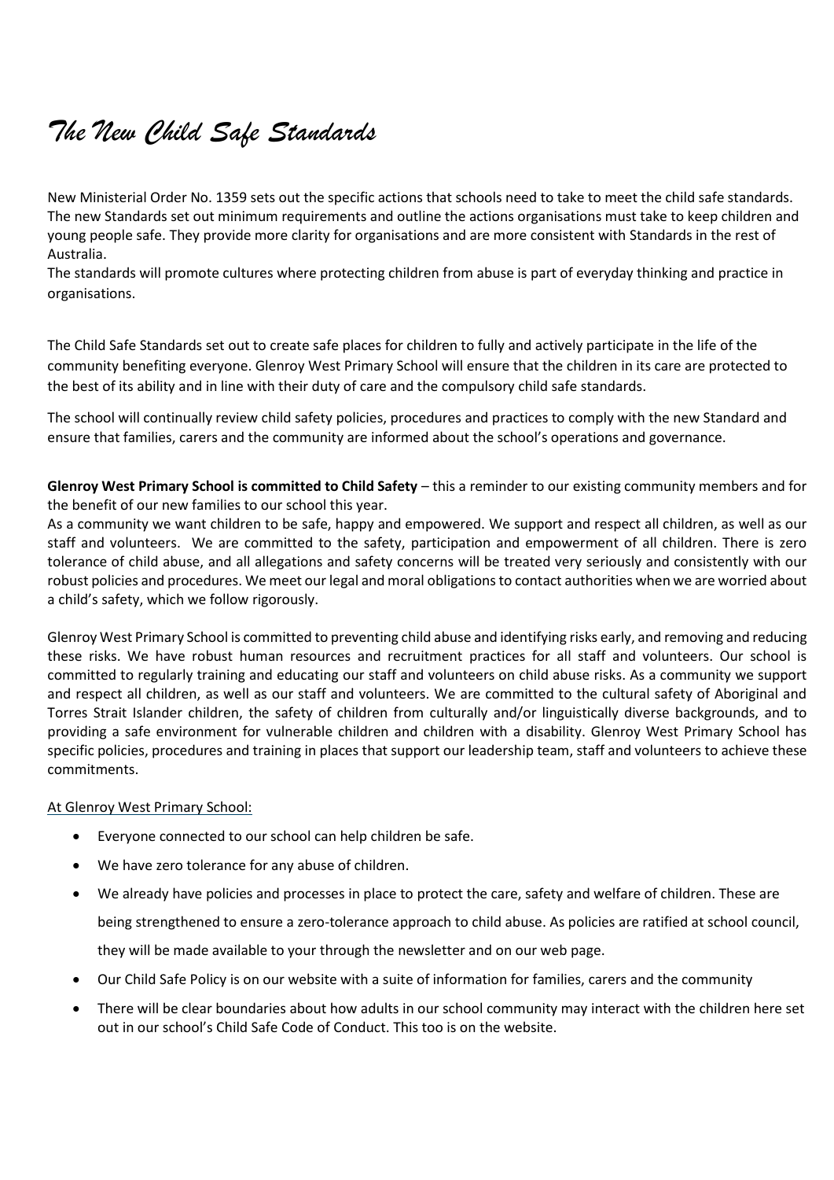# *The New Child Safe Standards*

New Ministerial Order No. 1359 sets out the specific actions that schools need to take to meet the child safe standards. The new Standards set out minimum requirements and outline the actions organisations must take to keep children and young people safe. They provide more clarity for organisations and are more consistent with Standards in the rest of Australia.

The standards will promote cultures where protecting children from abuse is part of everyday thinking and practice in organisations.

The Child Safe Standards set out to create safe places for children to fully and actively participate in the life of the community benefiting everyone. Glenroy West Primary School will ensure that the children in its care are protected to the best of its ability and in line with their duty of care and the compulsory child safe standards.

The school will continually review child safety policies, procedures and practices to comply with the new Standard and ensure that families, carers and the community are informed about the school's operations and governance.

**Glenroy West Primary School is committed to Child Safety** – this a reminder to our existing community members and for the benefit of our new families to our school this year.

As a community we want children to be safe, happy and empowered. We support and respect all children, as well as our staff and volunteers. We are committed to the safety, participation and empowerment of all children. There is zero tolerance of child abuse, and all allegations and safety concerns will be treated very seriously and consistently with our robust policies and procedures. We meet our legal and moral obligations to contact authorities when we are worried about a child's safety, which we follow rigorously.

Glenroy West Primary School is committed to preventing child abuse and identifying risks early, and removing and reducing these risks. We have robust human resources and recruitment practices for all staff and volunteers. Our school is committed to regularly training and educating our staff and volunteers on child abuse risks. As a community we support and respect all children, as well as our staff and volunteers. We are committed to the cultural safety of Aboriginal and Torres Strait Islander children, the safety of children from culturally and/or linguistically diverse backgrounds, and to providing a safe environment for vulnerable children and children with a disability. Glenroy West Primary School has specific policies, procedures and training in places that support our leadership team, staff and volunteers to achieve these commitments.

At Glenroy West Primary School:

- Everyone connected to our school can help children be safe.
- We have zero tolerance for any abuse of children.
- We already have policies and processes in place to protect the care, safety and welfare of children. These are being strengthened to ensure a zero-tolerance approach to child abuse. As policies are ratified at school council, they will be made available to your through the newsletter and on our web page.
- Our Child Safe Policy is on our website with a suite of information for families, carers and the community
- There will be clear boundaries about how adults in our school community may interact with the children here set out in our school's Child Safe Code of Conduct. This too is on the website.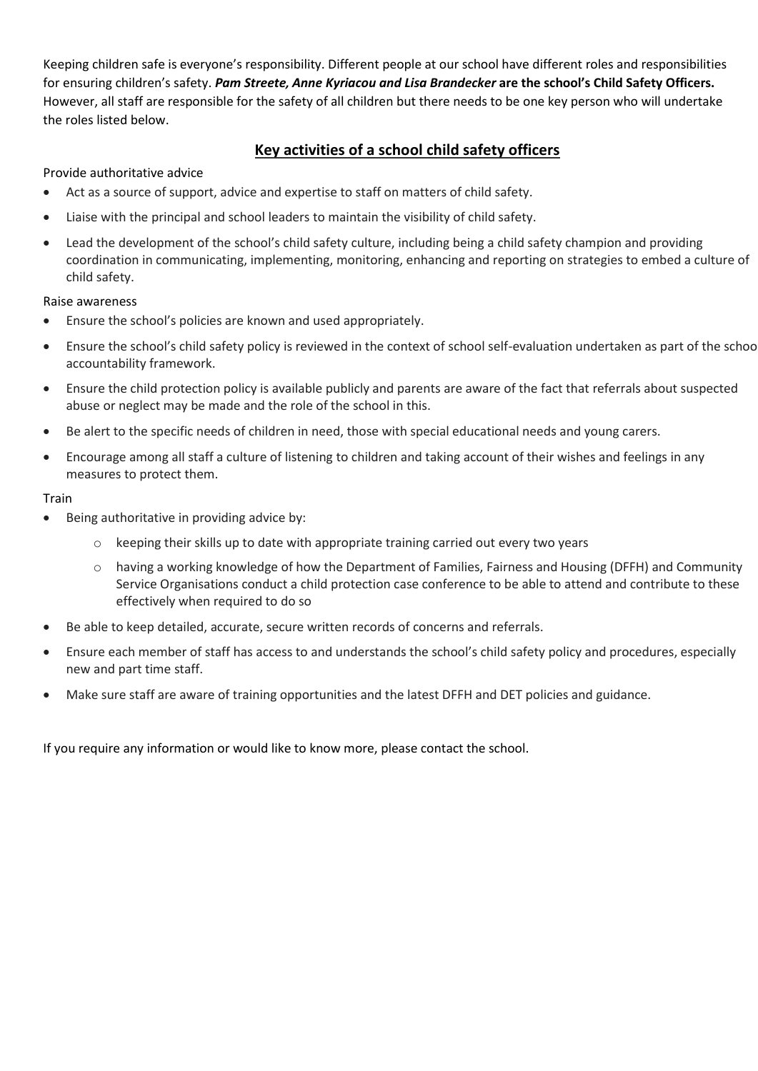Keeping children safe is everyone's responsibility. Different people at our school have different roles and responsibilities for ensuring children's safety. ***Pam Streete, Anne Kyriacou and Lisa Brandecker*** **are the school's Child Safety Officers.** However, all staff are responsible for the safety of all children but there needs to be one key person who will undertake the roles listed below.

## Key activities of a school child safety officers

Provide authoritative advice

- Act as a source of support, advice and expertise to staff on matters of child safety.
- Liaise with the principal and school leaders to maintain the visibility of child safety.
- Lead the development of the school's child safety culture, including being a child safety champion and providing coordination in communicating, implementing, monitoring, enhancing and reporting on strategies to embed a culture of child safety.

Raise awareness

- Ensure the school's policies are known and used appropriately.
- Ensure the school's child safety policy is reviewed in the context of school self-evaluation undertaken as part of the schoo accountability framework.
- Ensure the child protection policy is available publicly and parents are aware of the fact that referrals about suspected abuse or neglect may be made and the role of the school in this.
- Be alert to the specific needs of children in need, those with special educational needs and young carers.
- Encourage among all staff a culture of listening to children and taking account of their wishes and feelings in any measures to protect them.

Train

- Being authoritative in providing advice by:
    - keeping their skills up to date with appropriate training carried out every two years
    - having a working knowledge of how the Department of Families, Fairness and Housing (DFFH) and Community Service Organisations conduct a child protection case conference to be able to attend and contribute to these effectively when required to do so
- Be able to keep detailed, accurate, secure written records of concerns and referrals.
- Ensure each member of staff has access to and understands the school's child safety policy and procedures, especially new and part time staff.
- Make sure staff are aware of training opportunities and the latest DFFH and DET policies and guidance.

If you require any information or would like to know more, please contact the school.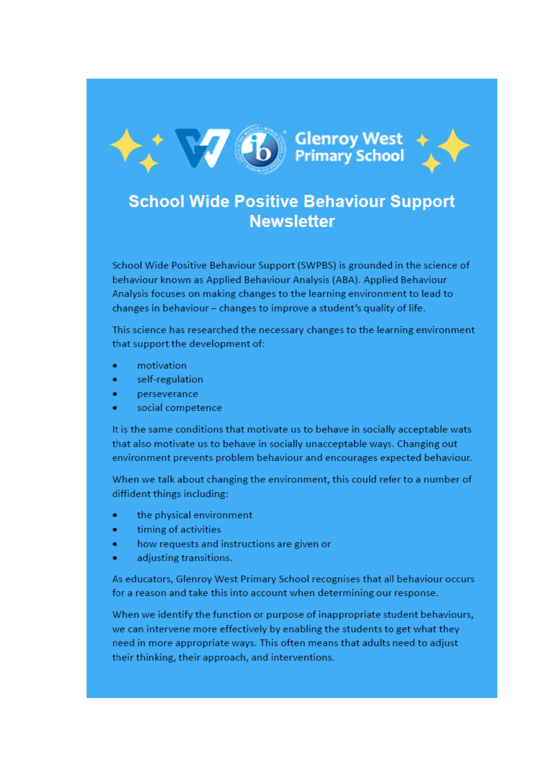Glenroy West Primary School

# School Wide Positive Behaviour Support Newsletter

School Wide Positive Behaviour Support (SWPBS) is grounded in the science of behaviour known as Applied Behaviour Analysis (ABA). Applied Behaviour Analysis focuses on making changes to the learning environment to lead to changes in behaviour – changes to improve a student's quality of life.

This science has researched the necessary changes to the learning environment that support the development of:

- motivation
- self-regulation
- perseverance
- social competence

It is the same conditions that motivate us to behave in socially acceptable wats that also motivate us to behave in socially unacceptable ways. Changing out environment prevents problem behaviour and encourages expected behaviour.

When we talk about changing the environment, this could refer to a number of diffident things including:

- the physical environment
- timing of activities
- how requests and instructions are given or
- adjusting transitions.

As educators, Glenroy West Primary School recognises that all behaviour occurs for a reason and take this into account when determining our response.

When we identify the function or purpose of inappropriate student behaviours, we can intervene more effectively by enabling the students to get what they need in more appropriate ways. This often means that adults need to adjust their thinking, their approach, and interventions.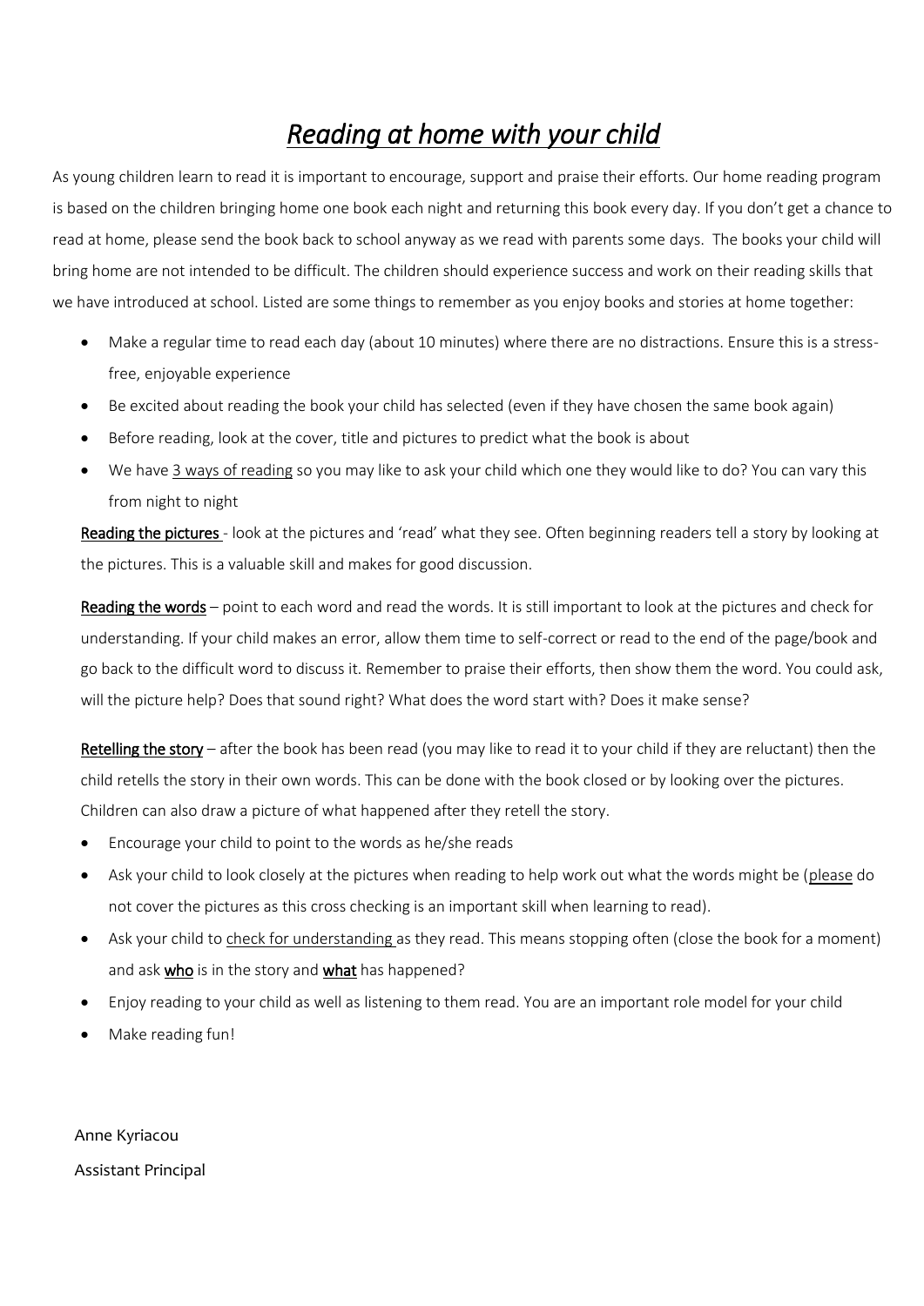# *Reading at home with your child*

As young children learn to read it is important to encourage, support and praise their efforts. Our home reading program is based on the children bringing home one book each night and returning this book every day. If you don't get a chance to read at home, please send the book back to school anyway as we read with parents some days. The books your child will bring home are not intended to be difficult. The children should experience success and work on their reading skills that we have introduced at school. Listed are some things to remember as you enjoy books and stories at home together:

- Make a regular time to read each day (about 10 minutes) where there are no distractions. Ensure this is a stress-free, enjoyable experience
- Be excited about reading the book your child has selected (even if they have chosen the same book again)
- Before reading, look at the cover, title and pictures to predict what the book is about
- We have 3 ways of reading so you may like to ask your child which one they would like to do? You can vary this from night to night

**Reading the pictures** - look at the pictures and 'read' what they see. Often beginning readers tell a story by looking at the pictures. This is a valuable skill and makes for good discussion.

**Reading the words** – point to each word and read the words. It is still important to look at the pictures and check for understanding. If your child makes an error, allow them time to self-correct or read to the end of the page/book and go back to the difficult word to discuss it. Remember to praise their efforts, then show them the word. You could ask, will the picture help? Does that sound right? What does the word start with? Does it make sense?

**Retelling the story** – after the book has been read (you may like to read it to your child if they are reluctant) then the child retells the story in their own words. This can be done with the book closed or by looking over the pictures. Children can also draw a picture of what happened after they retell the story.

- Encourage your child to point to the words as he/she reads
- Ask your child to look closely at the pictures when reading to help work out what the words might be (please do not cover the pictures as this cross checking is an important skill when learning to read).
- Ask your child to check for understanding as they read. This means stopping often (close the book for a moment) and ask **who** is in the story and **what** has happened?
- Enjoy reading to your child as well as listening to them read. You are an important role model for your child
- Make reading fun!

Anne Kyriacou

Assistant Principal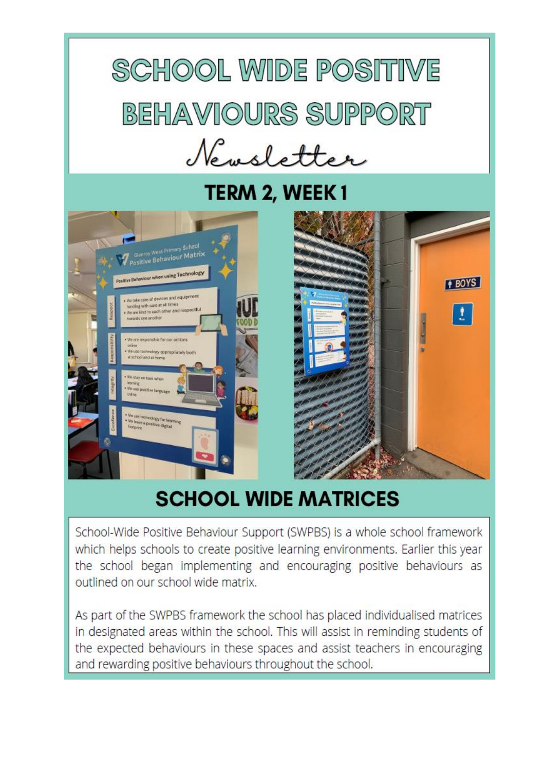# SCHOOL WIDE POSITIVE BEHAVIOURS SUPPORT

*Newsletter*

## TERM 2, WEEK 1

## SCHOOL WIDE MATRICES

School-Wide Positive Behaviour Support (SWPBS) is a whole school framework which helps schools to create positive learning environments. Earlier this year the school began implementing and encouraging positive behaviours as outlined on our school wide matrix.

As part of the SWPBS framework the school has placed individualised matrices in designated areas within the school. This will assist in reminding students of the expected behaviours in these spaces and assist teachers in encouraging and rewarding positive behaviours throughout the school.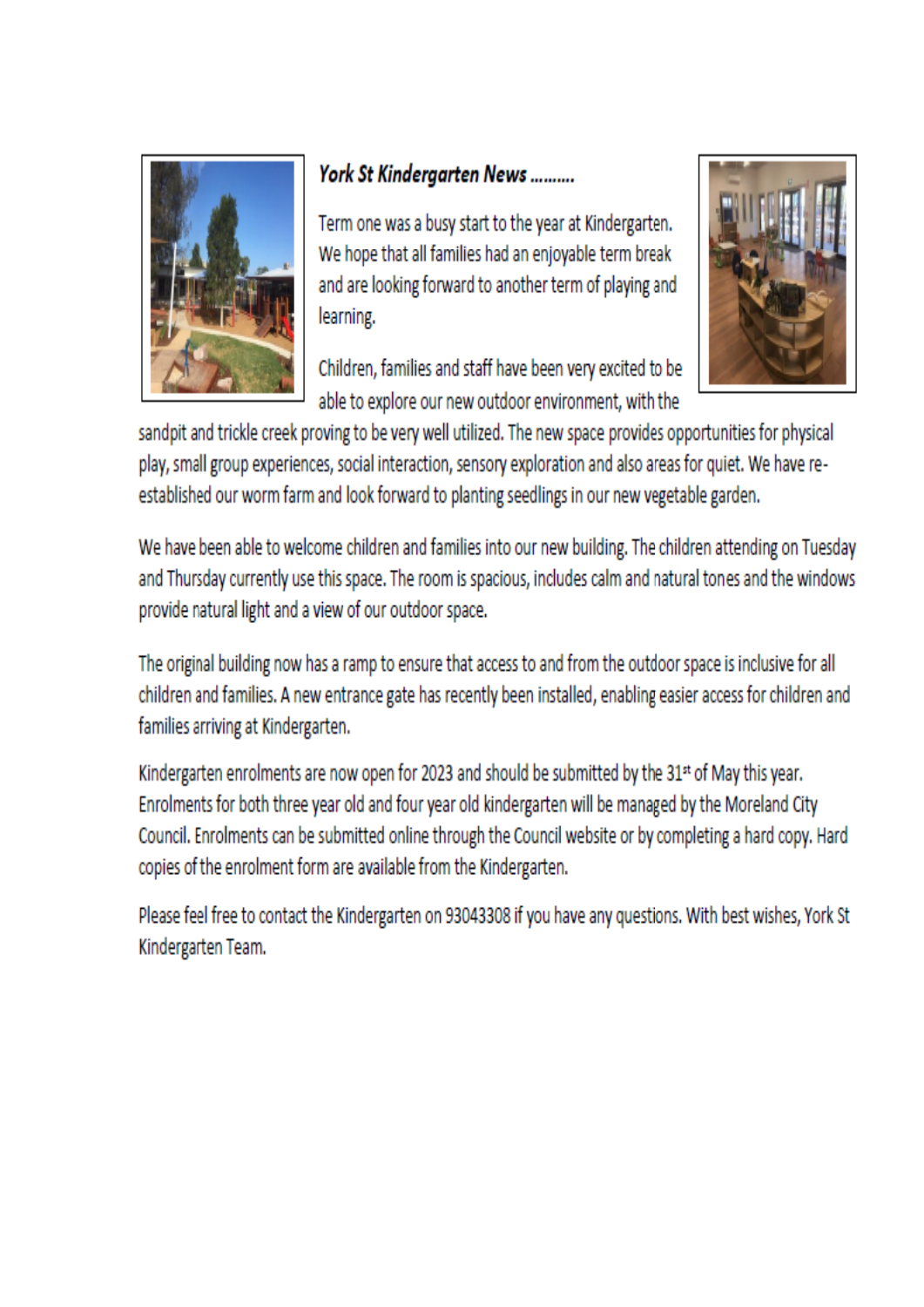### *York St Kindergarten News .........*

Term one was a busy start to the year at Kindergarten. We hope that all families had an enjoyable term break and are looking forward to another term of playing and learning.

Children, families and staff have been very excited to be able to explore our new outdoor environment, with the sandpit and trickle creek proving to be very well utilized. The new space provides opportunities for physical play, small group experiences, social interaction, sensory exploration and also areas for quiet. We have re-established our worm farm and look forward to planting seedlings in our new vegetable garden.

We have been able to welcome children and families into our new building. The children attending on Tuesday and Thursday currently use this space. The room is spacious, includes calm and natural tones and the windows provide natural light and a view of our outdoor space.

The original building now has a ramp to ensure that access to and from the outdoor space is inclusive for all children and families. A new entrance gate has recently been installed, enabling easier access for children and families arriving at Kindergarten.

Kindergarten enrolments are now open for 2023 and should be submitted by the 31st of May this year. Enrolments for both three year old and four year old kindergarten will be managed by the Moreland City Council. Enrolments can be submitted online through the Council website or by completing a hard copy. Hard copies of the enrolment form are available from the Kindergarten.

Please feel free to contact the Kindergarten on 93043308 if you have any questions. With best wishes, York St Kindergarten Team.